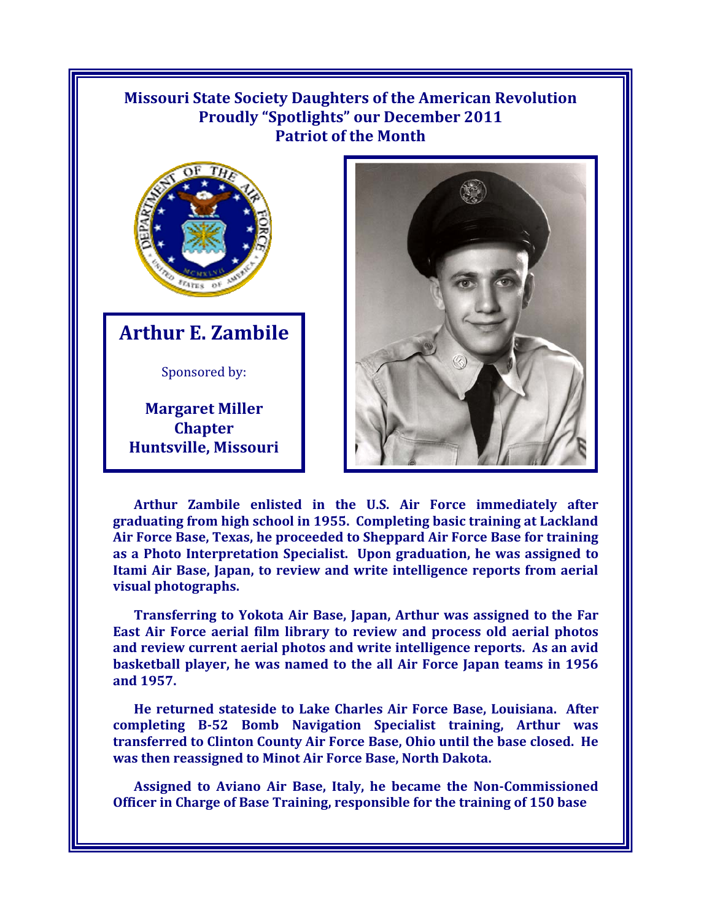**Missouri State Society Daughters of the American Revolution**
**Proudly "Spotlights" our December 2011**
**Patriot of the Month**

# Arthur E. Zambile

Sponsored by:

**Margaret Miller Chapter**
**Huntsville, Missouri**

**Arthur Zambile enlisted in the U.S. Air Force immediately after graduating from high school in 1955. Completing basic training at Lackland Air Force Base, Texas, he proceeded to Sheppard Air Force Base for training as a Photo Interpretation Specialist. Upon graduation, he was assigned to Itami Air Base, Japan, to review and write intelligence reports from aerial visual photographs.**

**Transferring to Yokota Air Base, Japan, Arthur was assigned to the Far East Air Force aerial film library to review and process old aerial photos and review current aerial photos and write intelligence reports. As an avid basketball player, he was named to the all Air Force Japan teams in 1956 and 1957.**

**He returned stateside to Lake Charles Air Force Base, Louisiana. After completing B-52 Bomb Navigation Specialist training, Arthur was transferred to Clinton County Air Force Base, Ohio until the base closed. He was then reassigned to Minot Air Force Base, North Dakota.**

**Assigned to Aviano Air Base, Italy, he became the Non-Commissioned Officer in Charge of Base Training, responsible for the training of 150 base**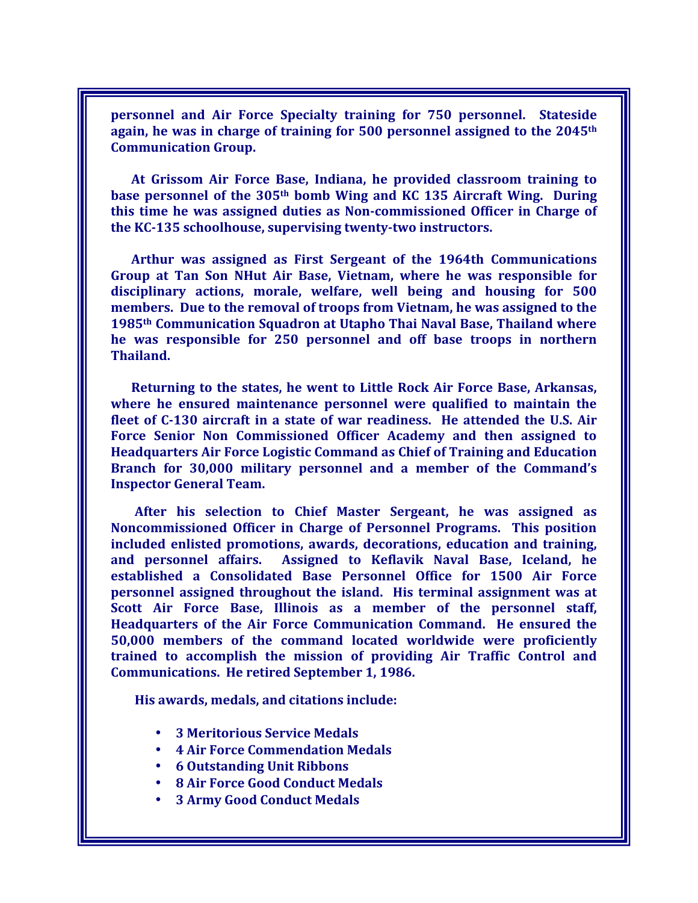**personnel and Air Force Specialty training for 750 personnel. Stateside again, he was in charge of training for 500 personnel assigned to the 2045th Communication Group.**

**At Grissom Air Force Base, Indiana, he provided classroom training to base personnel of the 305th bomb Wing and KC 135 Aircraft Wing. During this time he was assigned duties as Non-commissioned Officer in Charge of the KC-135 schoolhouse, supervising twenty-two instructors.**

**Arthur was assigned as First Sergeant of the 1964th Communications Group at Tan Son NHut Air Base, Vietnam, where he was responsible for disciplinary actions, morale, welfare, well being and housing for 500 members. Due to the removal of troops from Vietnam, he was assigned to the 1985th Communication Squadron at Utapho Thai Naval Base, Thailand where he was responsible for 250 personnel and off base troops in northern Thailand.**

**Returning to the states, he went to Little Rock Air Force Base, Arkansas, where he ensured maintenance personnel were qualified to maintain the fleet of C-130 aircraft in a state of war readiness. He attended the U.S. Air Force Senior Non Commissioned Officer Academy and then assigned to Headquarters Air Force Logistic Command as Chief of Training and Education Branch for 30,000 military personnel and a member of the Command's Inspector General Team.**

**After his selection to Chief Master Sergeant, he was assigned as Noncommissioned Officer in Charge of Personnel Programs. This position included enlisted promotions, awards, decorations, education and training, and personnel affairs. Assigned to Keflavik Naval Base, Iceland, he established a Consolidated Base Personnel Office for 1500 Air Force personnel assigned throughout the island. His terminal assignment was at Scott Air Force Base, Illinois as a member of the personnel staff, Headquarters of the Air Force Communication Command. He ensured the 50,000 members of the command located worldwide were proficiently trained to accomplish the mission of providing Air Traffic Control and Communications. He retired September 1, 1986.**

**His awards, medals, and citations include:**

- **3 Meritorious Service Medals**
- **4 Air Force Commendation Medals**
- **6 Outstanding Unit Ribbons**
- **8 Air Force Good Conduct Medals**
- **3 Army Good Conduct Medals**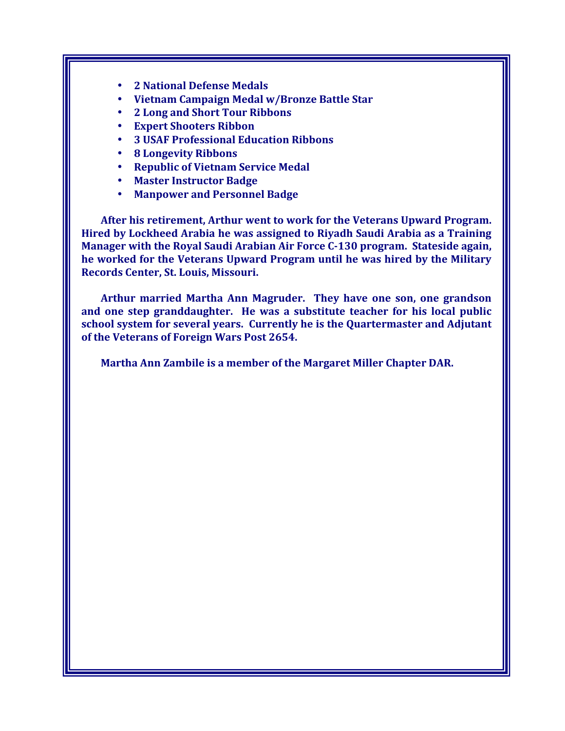- **2 National Defense Medals**
- **Vietnam Campaign Medal w/Bronze Battle Star**
- **2 Long and Short Tour Ribbons**
- **Expert Shooters Ribbon**
- **3 USAF Professional Education Ribbons**
- **8 Longevity Ribbons**
- **Republic of Vietnam Service Medal**
- **Master Instructor Badge**
- **Manpower and Personnel Badge**

**After his retirement, Arthur went to work for the Veterans Upward Program. Hired by Lockheed Arabia he was assigned to Riyadh Saudi Arabia as a Training Manager with the Royal Saudi Arabian Air Force C-130 program. Stateside again, he worked for the Veterans Upward Program until he was hired by the Military Records Center, St. Louis, Missouri.**

**Arthur married Martha Ann Magruder. They have one son, one grandson and one step granddaughter. He was a substitute teacher for his local public school system for several years. Currently he is the Quartermaster and Adjutant of the Veterans of Foreign Wars Post 2654.**

**Martha Ann Zambile is a member of the Margaret Miller Chapter DAR.**